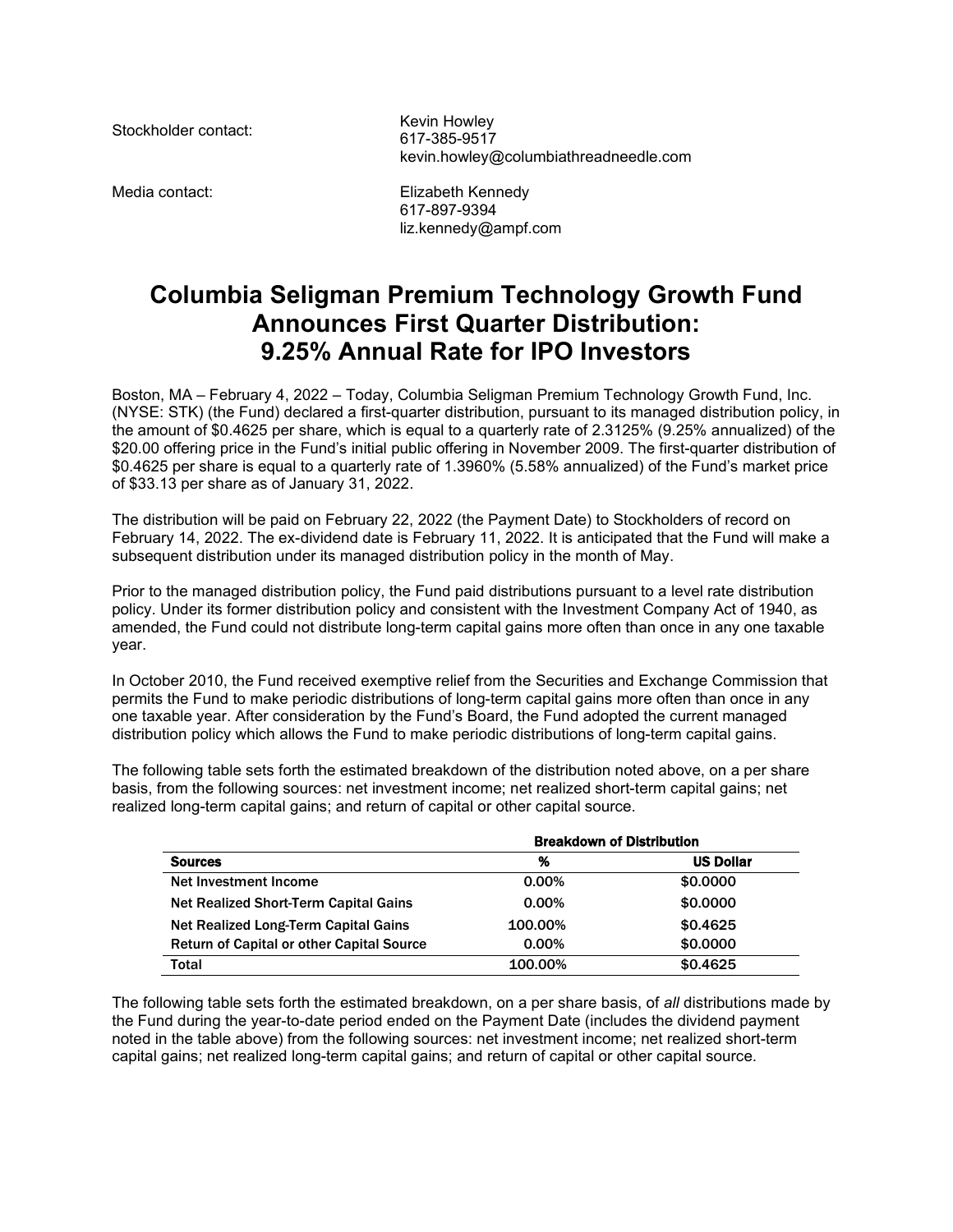Stockholder contact: Kevin Howley
617-385-9517
kevin.howley@columbiathreadneedle.com

Media contact: Elizabeth Kennedy
617-897-9394
liz.kennedy@ampf.com

# Columbia Seligman Premium Technology Growth Fund Announces First Quarter Distribution: 9.25% Annual Rate for IPO Investors

Boston, MA – February 4, 2022 – Today, Columbia Seligman Premium Technology Growth Fund, Inc. (NYSE: STK) (the Fund) declared a first-quarter distribution, pursuant to its managed distribution policy, in the amount of $0.4625 per share, which is equal to a quarterly rate of 2.3125% (9.25% annualized) of the $20.00 offering price in the Fund's initial public offering in November 2009. The first-quarter distribution of $0.4625 per share is equal to a quarterly rate of 1.3960% (5.58% annualized) of the Fund's market price of $33.13 per share as of January 31, 2022.

The distribution will be paid on February 22, 2022 (the Payment Date) to Stockholders of record on February 14, 2022. The ex-dividend date is February 11, 2022. It is anticipated that the Fund will make a subsequent distribution under its managed distribution policy in the month of May.

Prior to the managed distribution policy, the Fund paid distributions pursuant to a level rate distribution policy. Under its former distribution policy and consistent with the Investment Company Act of 1940, as amended, the Fund could not distribute long-term capital gains more often than once in any one taxable year.

In October 2010, the Fund received exemptive relief from the Securities and Exchange Commission that permits the Fund to make periodic distributions of long-term capital gains more often than once in any one taxable year. After consideration by the Fund's Board, the Fund adopted the current managed distribution policy which allows the Fund to make periodic distributions of long-term capital gains.

The following table sets forth the estimated breakdown of the distribution noted above, on a per share basis, from the following sources: net investment income; net realized short-term capital gains; net realized long-term capital gains; and return of capital or other capital source.

| | Breakdown of Distribution | |
|---|---|---|
| **Sources** | **%** | **US Dollar** |
| Net Investment Income | 0.00% | $0.0000 |
| Net Realized Short-Term Capital Gains | 0.00% | $0.0000 |
| Net Realized Long-Term Capital Gains | 100.00% | $0.4625 |
| Return of Capital or other Capital Source | 0.00% | $0.0000 |
| **Total** | **100.00%** | **$0.4625** |

The following table sets forth the estimated breakdown, on a per share basis, of *all* distributions made by the Fund during the year-to-date period ended on the Payment Date (includes the dividend payment noted in the table above) from the following sources: net investment income; net realized short-term capital gains; net realized long-term capital gains; and return of capital or other capital source.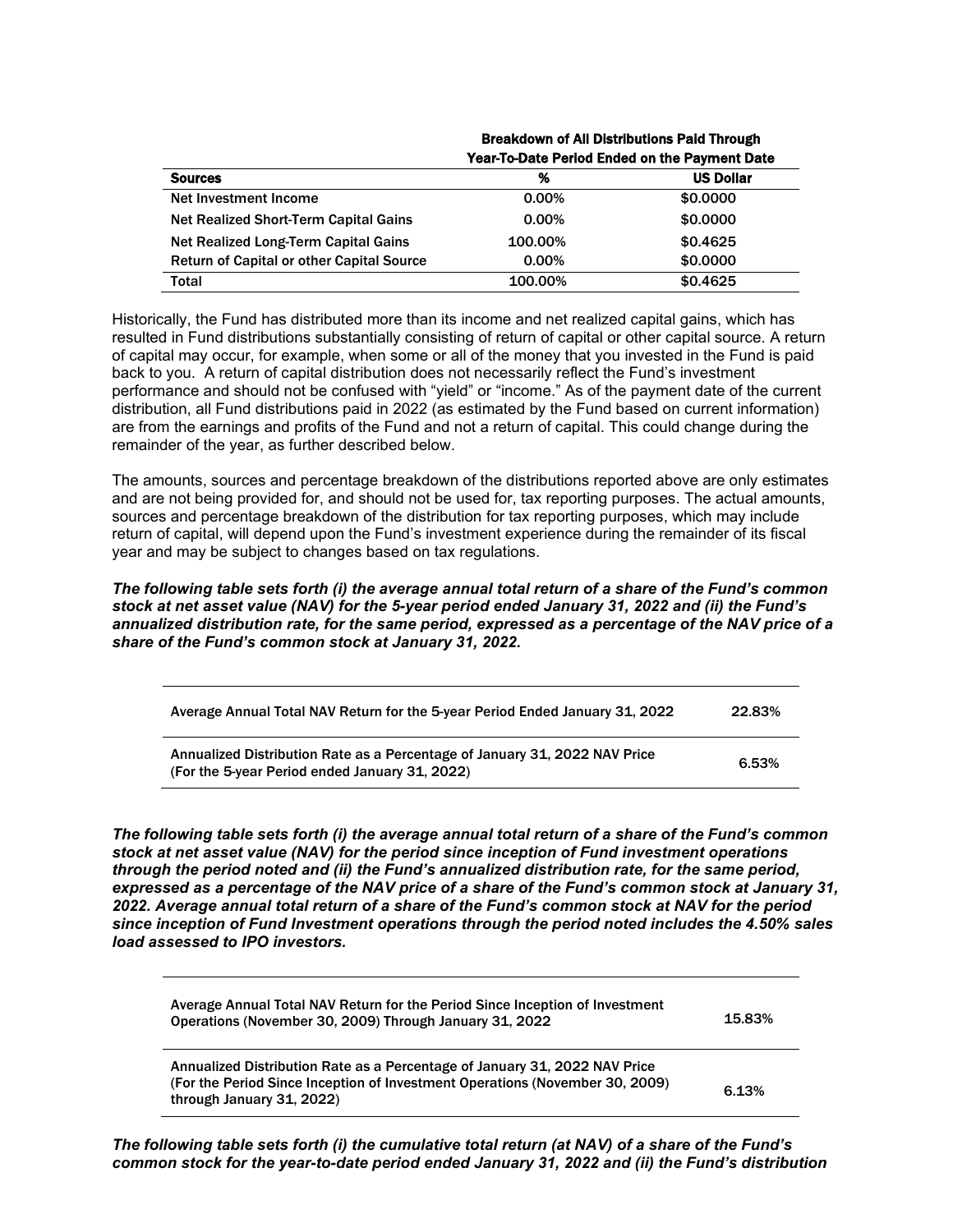| Sources | Breakdown of All Distributions Paid Through Year-To-Date Period Ended on the Payment Date | |
|---|---|---|
| | % | US Dollar |
| Net Investment Income | 0.00% | $0.0000 |
| Net Realized Short-Term Capital Gains | 0.00% | $0.0000 |
| Net Realized Long-Term Capital Gains | 100.00% | $0.4625 |
| Return of Capital or other Capital Source | 0.00% | $0.0000 |
| Total | 100.00% | $0.4625 |

Historically, the Fund has distributed more than its income and net realized capital gains, which has resulted in Fund distributions substantially consisting of return of capital or other capital source. A return of capital may occur, for example, when some or all of the money that you invested in the Fund is paid back to you. A return of capital distribution does not necessarily reflect the Fund's investment performance and should not be confused with "yield" or "income." As of the payment date of the current distribution, all Fund distributions paid in 2022 (as estimated by the Fund based on current information) are from the earnings and profits of the Fund and not a return of capital. This could change during the remainder of the year, as further described below.

The amounts, sources and percentage breakdown of the distributions reported above are only estimates and are not being provided for, and should not be used for, tax reporting purposes. The actual amounts, sources and percentage breakdown of the distribution for tax reporting purposes, which may include return of capital, will depend upon the Fund's investment experience during the remainder of its fiscal year and may be subject to changes based on tax regulations.

***The following table sets forth (i) the average annual total return of a share of the Fund's common stock at net asset value (NAV) for the 5-year period ended January 31, 2022 and (ii) the Fund's annualized distribution rate, for the same period, expressed as a percentage of the NAV price of a share of the Fund's common stock at January 31, 2022.***

| | |
|---|---|
| Average Annual Total NAV Return for the 5-year Period Ended January 31, 2022 | 22.83% |
| Annualized Distribution Rate as a Percentage of January 31, 2022 NAV Price (For the 5-year Period ended January 31, 2022) | 6.53% |

***The following table sets forth (i) the average annual total return of a share of the Fund's common stock at net asset value (NAV) for the period since inception of Fund investment operations through the period noted and (ii) the Fund's annualized distribution rate, for the same period, expressed as a percentage of the NAV price of a share of the Fund's common stock at January 31, 2022. Average annual total return of a share of the Fund's common stock at NAV for the period since inception of Fund Investment operations through the period noted includes the 4.50% sales load assessed to IPO investors.***

| | |
|---|---|
| Average Annual Total NAV Return for the Period Since Inception of Investment Operations (November 30, 2009) Through January 31, 2022 | 15.83% |
| Annualized Distribution Rate as a Percentage of January 31, 2022 NAV Price (For the Period Since Inception of Investment Operations (November 30, 2009) through January 31, 2022) | 6.13% |

***The following table sets forth (i) the cumulative total return (at NAV) of a share of the Fund's common stock for the year-to-date period ended January 31, 2022 and (ii) the Fund's distribution***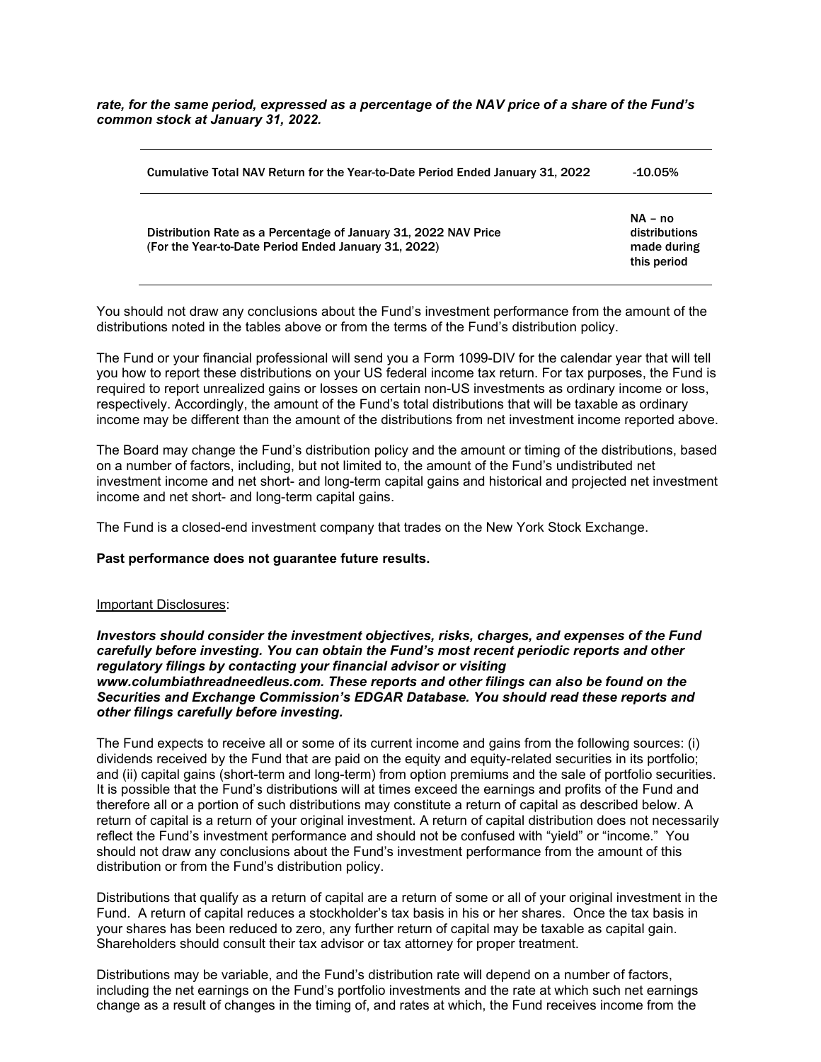***rate, for the same period, expressed as a percentage of the NAV price of a share of the Fund's common stock at January 31, 2022.***

| | |
|---|---|
| Cumulative Total NAV Return for the Year-to-Date Period Ended January 31, 2022 | -10.05% |
| Distribution Rate as a Percentage of January 31, 2022 NAV Price (For the Year-to-Date Period Ended January 31, 2022) | NA – no distributions made during this period |

You should not draw any conclusions about the Fund's investment performance from the amount of the distributions noted in the tables above or from the terms of the Fund's distribution policy.

The Fund or your financial professional will send you a Form 1099-DIV for the calendar year that will tell you how to report these distributions on your US federal income tax return. For tax purposes, the Fund is required to report unrealized gains or losses on certain non-US investments as ordinary income or loss, respectively. Accordingly, the amount of the Fund's total distributions that will be taxable as ordinary income may be different than the amount of the distributions from net investment income reported above.

The Board may change the Fund's distribution policy and the amount or timing of the distributions, based on a number of factors, including, but not limited to, the amount of the Fund's undistributed net investment income and net short- and long-term capital gains and historical and projected net investment income and net short- and long-term capital gains.

The Fund is a closed-end investment company that trades on the New York Stock Exchange.

**Past performance does not guarantee future results.**

Important Disclosures:

***Investors should consider the investment objectives, risks, charges, and expenses of the Fund carefully before investing. You can obtain the Fund's most recent periodic reports and other regulatory filings by contacting your financial advisor or visiting www.columbiathreadneedleus.com. These reports and other filings can also be found on the Securities and Exchange Commission's EDGAR Database. You should read these reports and other filings carefully before investing.***

The Fund expects to receive all or some of its current income and gains from the following sources: (i) dividends received by the Fund that are paid on the equity and equity-related securities in its portfolio; and (ii) capital gains (short-term and long-term) from option premiums and the sale of portfolio securities. It is possible that the Fund's distributions will at times exceed the earnings and profits of the Fund and therefore all or a portion of such distributions may constitute a return of capital as described below. A return of capital is a return of your original investment. A return of capital distribution does not necessarily reflect the Fund's investment performance and should not be confused with "yield" or "income." You should not draw any conclusions about the Fund's investment performance from the amount of this distribution or from the Fund's distribution policy.

Distributions that qualify as a return of capital are a return of some or all of your original investment in the Fund. A return of capital reduces a stockholder's tax basis in his or her shares. Once the tax basis in your shares has been reduced to zero, any further return of capital may be taxable as capital gain. Shareholders should consult their tax advisor or tax attorney for proper treatment.

Distributions may be variable, and the Fund's distribution rate will depend on a number of factors, including the net earnings on the Fund's portfolio investments and the rate at which such net earnings change as a result of changes in the timing of, and rates at which, the Fund receives income from the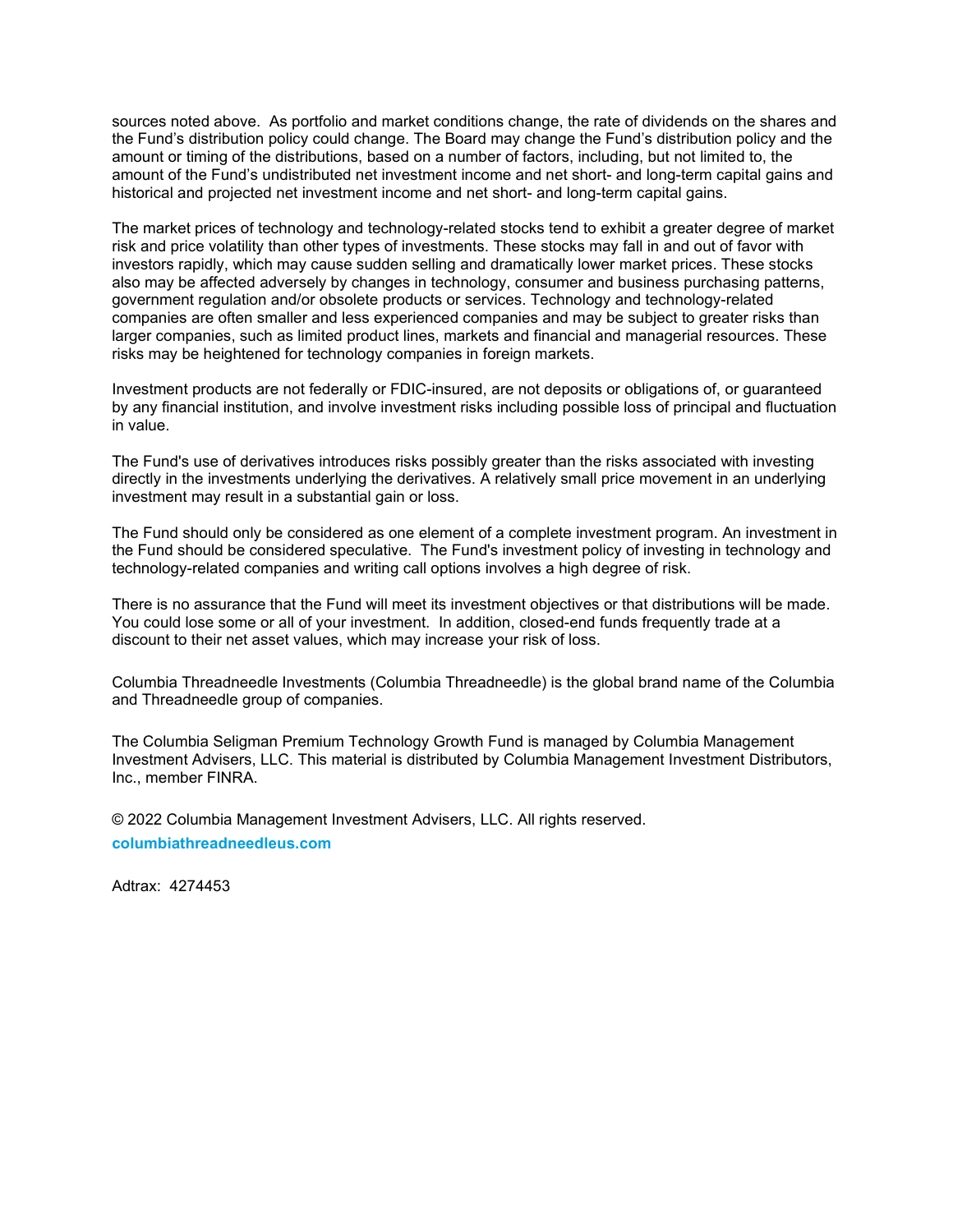sources noted above. As portfolio and market conditions change, the rate of dividends on the shares and the Fund's distribution policy could change. The Board may change the Fund's distribution policy and the amount or timing of the distributions, based on a number of factors, including, but not limited to, the amount of the Fund's undistributed net investment income and net short- and long-term capital gains and historical and projected net investment income and net short- and long-term capital gains.

The market prices of technology and technology-related stocks tend to exhibit a greater degree of market risk and price volatility than other types of investments. These stocks may fall in and out of favor with investors rapidly, which may cause sudden selling and dramatically lower market prices. These stocks also may be affected adversely by changes in technology, consumer and business purchasing patterns, government regulation and/or obsolete products or services. Technology and technology-related companies are often smaller and less experienced companies and may be subject to greater risks than larger companies, such as limited product lines, markets and financial and managerial resources. These risks may be heightened for technology companies in foreign markets.

Investment products are not federally or FDIC-insured, are not deposits or obligations of, or guaranteed by any financial institution, and involve investment risks including possible loss of principal and fluctuation in value.

The Fund's use of derivatives introduces risks possibly greater than the risks associated with investing directly in the investments underlying the derivatives. A relatively small price movement in an underlying investment may result in a substantial gain or loss.

The Fund should only be considered as one element of a complete investment program. An investment in the Fund should be considered speculative. The Fund's investment policy of investing in technology and technology-related companies and writing call options involves a high degree of risk.

There is no assurance that the Fund will meet its investment objectives or that distributions will be made. You could lose some or all of your investment. In addition, closed-end funds frequently trade at a discount to their net asset values, which may increase your risk of loss.

Columbia Threadneedle Investments (Columbia Threadneedle) is the global brand name of the Columbia and Threadneedle group of companies.

The Columbia Seligman Premium Technology Growth Fund is managed by Columbia Management Investment Advisers, LLC. This material is distributed by Columbia Management Investment Distributors, Inc., member FINRA.

© 2022 Columbia Management Investment Advisers, LLC. All rights reserved.

**columbiathreadneedleus.com**

Adtrax: 4274453